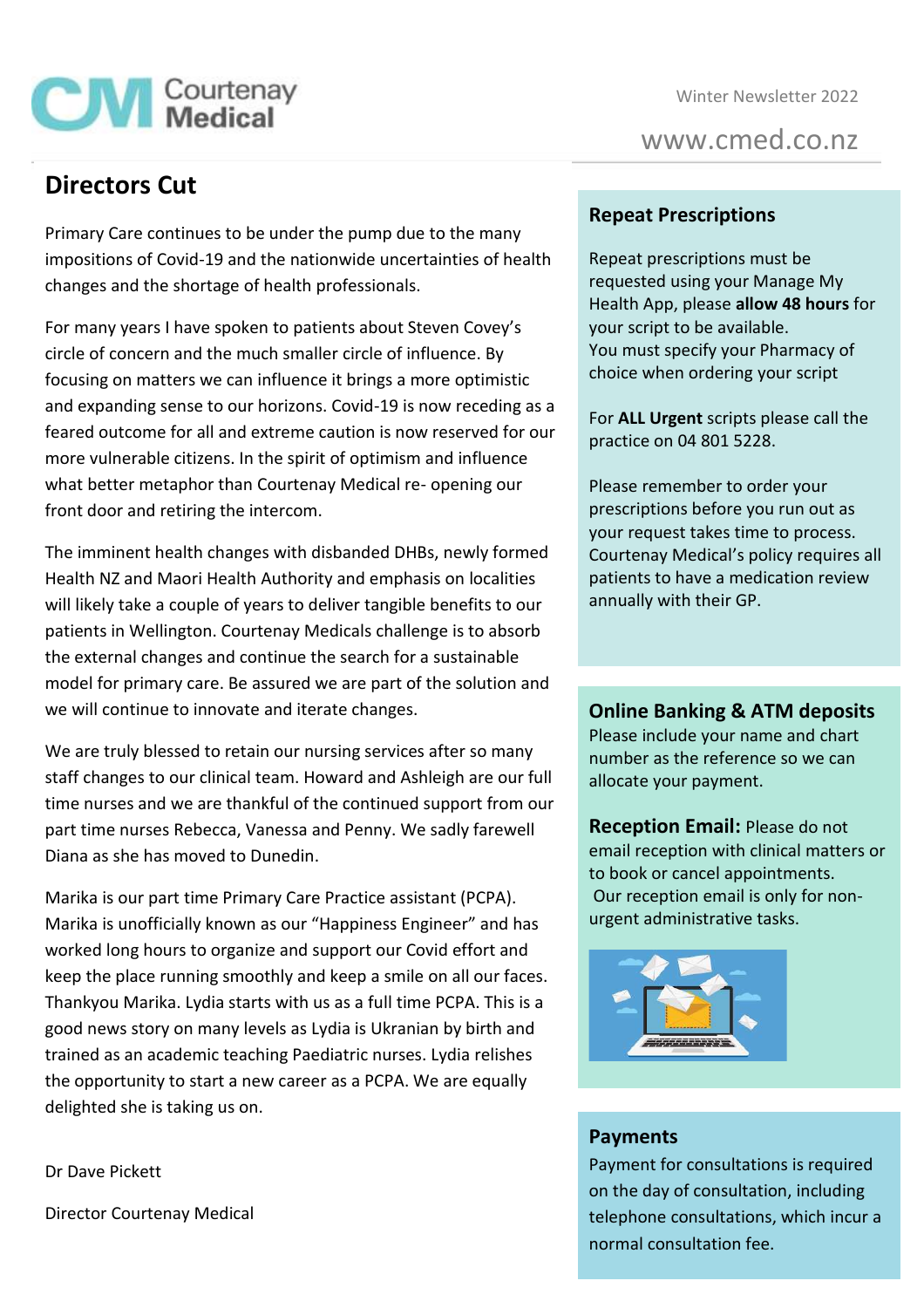Courtenay Medical

Winter Newsletter 2022

www.cmed.co.nz

## Directors Cut

Primary Care continues to be under the pump due to the many impositions of Covid-19 and the nationwide uncertainties of health changes and the shortage of health professionals.

For many years I have spoken to patients about Steven Covey's circle of concern and the much smaller circle of influence. By focusing on matters we can influence it brings a more optimistic and expanding sense to our horizons. Covid-19 is now receding as a feared outcome for all and extreme caution is now reserved for our more vulnerable citizens. In the spirit of optimism and influence what better metaphor than Courtenay Medical re- opening our front door and retiring the intercom.

The imminent health changes with disbanded DHBs, newly formed Health NZ and Maori Health Authority and emphasis on localities will likely take a couple of years to deliver tangible benefits to our patients in Wellington. Courtenay Medicals challenge is to absorb the external changes and continue the search for a sustainable model for primary care. Be assured we are part of the solution and we will continue to innovate and iterate changes.

We are truly blessed to retain our nursing services after so many staff changes to our clinical team. Howard and Ashleigh are our full time nurses and we are thankful of the continued support from our part time nurses Rebecca, Vanessa and Penny. We sadly farewell Diana as she has moved to Dunedin.

Marika is our part time Primary Care Practice assistant (PCPA). Marika is unofficially known as our "Happiness Engineer" and has worked long hours to organize and support our Covid effort and keep the place running smoothly and keep a smile on all our faces. Thankyou Marika. Lydia starts with us as a full time PCPA. This is a good news story on many levels as Lydia is Ukranian by birth and trained as an academic teaching Paediatric nurses. Lydia relishes the opportunity to start a new career as a PCPA. We are equally delighted she is taking us on.

Dr Dave Pickett

Director Courtenay Medical

### Repeat Prescriptions

Repeat prescriptions must be requested using your Manage My Health App, please **allow 48 hours** for your script to be available.
You must specify your Pharmacy of choice when ordering your script

For **ALL Urgent** scripts please call the practice on 04 801 5228.

Please remember to order your prescriptions before you run out as your request takes time to process. Courtenay Medical's policy requires all patients to have a medication review annually with their GP.

### Online Banking & ATM deposits

Please include your name and chart number as the reference so we can allocate your payment.

**Reception Email:** Please do not email reception with clinical matters or to book or cancel appointments. Our reception email is only for non-urgent administrative tasks.

### Payments

Payment for consultations is required on the day of consultation, including telephone consultations, which incur a normal consultation fee.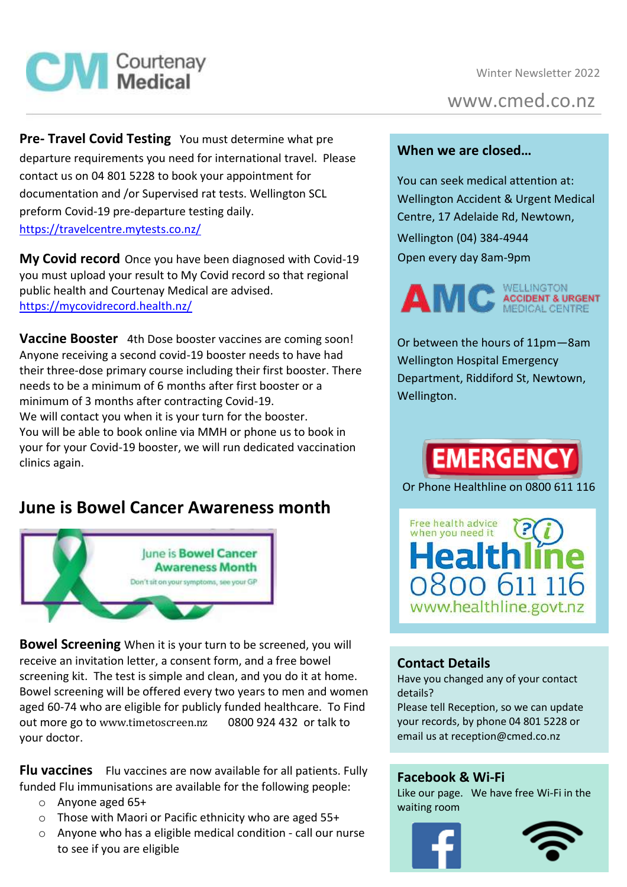# Courtenay Medical

Winter Newsletter 2022

www.cmed.co.nz

**Pre- Travel Covid Testing** You must determine what pre departure requirements you need for international travel. Please contact us on 04 801 5228 to book your appointment for documentation and /or Supervised rat tests. Wellington SCL preform Covid-19 pre-departure testing daily.
https://travelcentre.mytests.co.nz/

**My Covid record** Once you have been diagnosed with Covid-19 you must upload your result to My Covid record so that regional public health and Courtenay Medical are advised.
https://mycovidrecord.health.nz/

**Vaccine Booster** 4th Dose booster vaccines are coming soon! Anyone receiving a second covid-19 booster needs to have had their three-dose primary course including their first booster. There needs to be a minimum of 6 months after first booster or a minimum of 3 months after contracting Covid-19.
We will contact you when it is your turn for the booster.
You will be able to book online via MMH or phone us to book in your for your Covid-19 booster, we will run dedicated vaccination clinics again.

## June is Bowel Cancer Awareness month

June is Bowel Cancer Awareness Month
Don't sit on your symptoms, see your GP

**Bowel Screening** When it is your turn to be screened, you will receive an invitation letter, a consent form, and a free bowel screening kit. The test is simple and clean, and you do it at home. Bowel screening will be offered every two years to men and women aged 60-74 who are eligible for publicly funded healthcare. To Find out more go to www.timetoscreen.nz 0800 924 432 or talk to your doctor.

**Flu vaccines** Flu vaccines are now available for all patients. Fully funded Flu immunisations are available for the following people:

- Anyone aged 65+
- Those with Maori or Pacific ethnicity who are aged 55+
- Anyone who has a eligible medical condition - call our nurse to see if you are eligible

### When we are closed…

You can seek medical attention at:
Wellington Accident & Urgent Medical Centre, 17 Adelaide Rd, Newtown, Wellington (04) 384-4944
Open every day 8am-9pm

AMC WELLINGTON ACCIDENT & URGENT MEDICAL CENTRE

Or between the hours of 11pm—8am Wellington Hospital Emergency Department, Riddiford St, Newtown, Wellington.

EMERGENCY

Or Phone Healthline on 0800 611 116

Free health advice when you need it
Healthline
0800 611 116
www.healthline.govt.nz

### Contact Details

Have you changed any of your contact details?
Please tell Reception, so we can update your records, by phone 04 801 5228 or email us at reception@cmed.co.nz

### Facebook & Wi-Fi

Like our page. We have free Wi-Fi in the waiting room